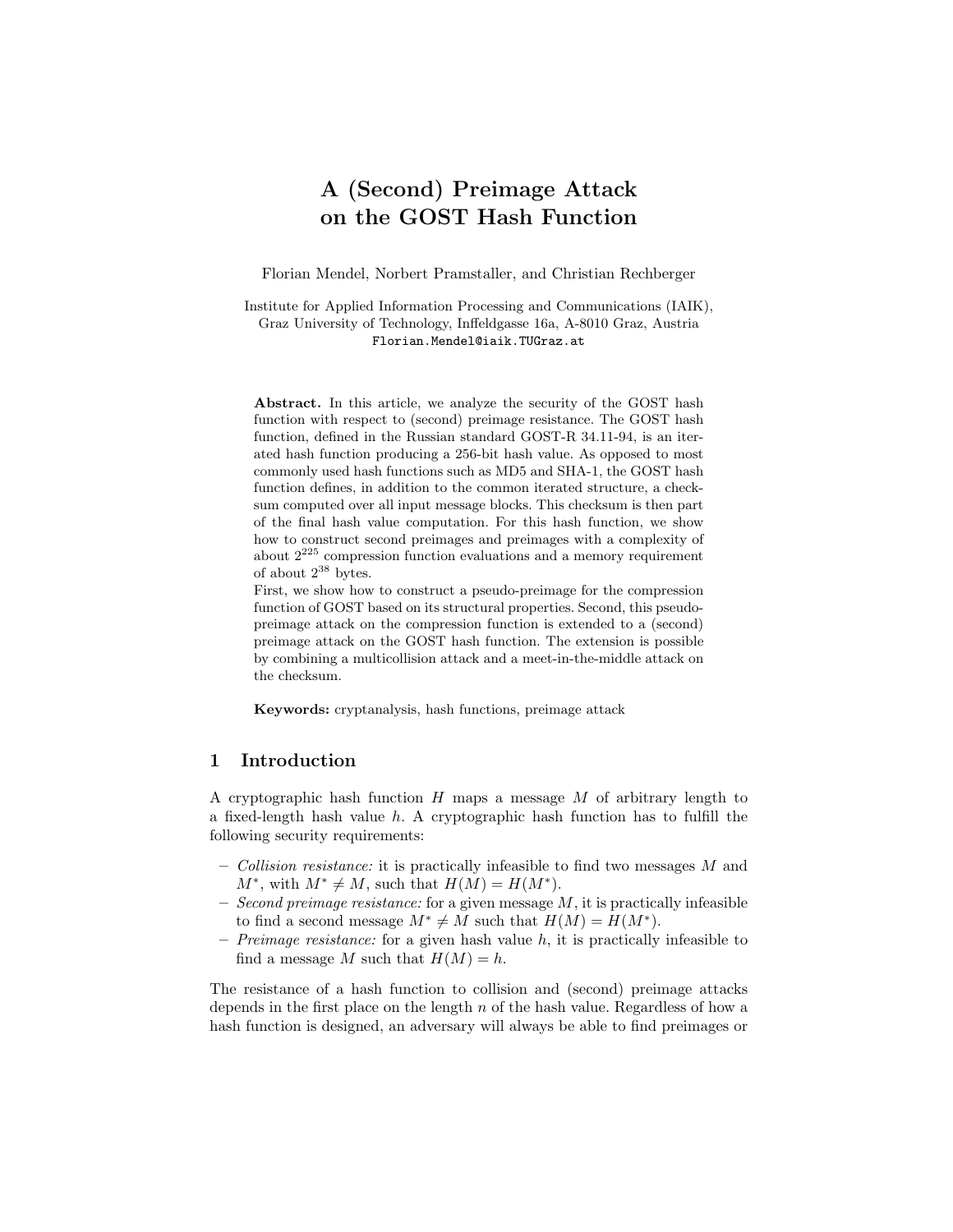# A (Second) Preimage Attack on the GOST Hash Function

Florian Mendel, Norbert Pramstaller, and Christian Rechberger

Institute for Applied Information Processing and Communications (IAIK),
Graz University of Technology, Inffeldgasse 16a, A-8010 Graz, Austria
Florian.Mendel@iaik.TUGraz.at

**Abstract.** In this article, we analyze the security of the GOST hash function with respect to (second) preimage resistance. The GOST hash function, defined in the Russian standard GOST-R 34.11-94, is an iterated hash function producing a 256-bit hash value. As opposed to most commonly used hash functions such as MD5 and SHA-1, the GOST hash function defines, in addition to the common iterated structure, a checksum computed over all input message blocks. This checksum is then part of the final hash value computation. For this hash function, we show how to construct second preimages and preimages with a complexity of about $2^{225}$ compression function evaluations and a memory requirement of about $2^{38}$ bytes.

First, we show how to construct a pseudo-preimage for the compression function of GOST based on its structural properties. Second, this pseudo-preimage attack on the compression function is extended to a (second) preimage attack on the GOST hash function. The extension is possible by combining a multicollision attack and a meet-in-the-middle attack on the checksum.

**Keywords:** cryptanalysis, hash functions, preimage attack

## 1 Introduction

A cryptographic hash function $H$ maps a message $M$ of arbitrary length to a fixed-length hash value $h$. A cryptographic hash function has to fulfill the following security requirements:

- *Collision resistance:* it is practically infeasible to find two messages $M$ and $M^*$, with $M^* \neq M$, such that $H(M) = H(M^*)$.
- *Second preimage resistance:* for a given message $M$, it is practically infeasible to find a second message $M^* \neq M$ such that $H(M) = H(M^*)$.
- *Preimage resistance:* for a given hash value $h$, it is practically infeasible to find a message $M$ such that $H(M) = h$.

The resistance of a hash function to collision and (second) preimage attacks depends in the first place on the length $n$ of the hash value. Regardless of how a hash function is designed, an adversary will always be able to find preimages or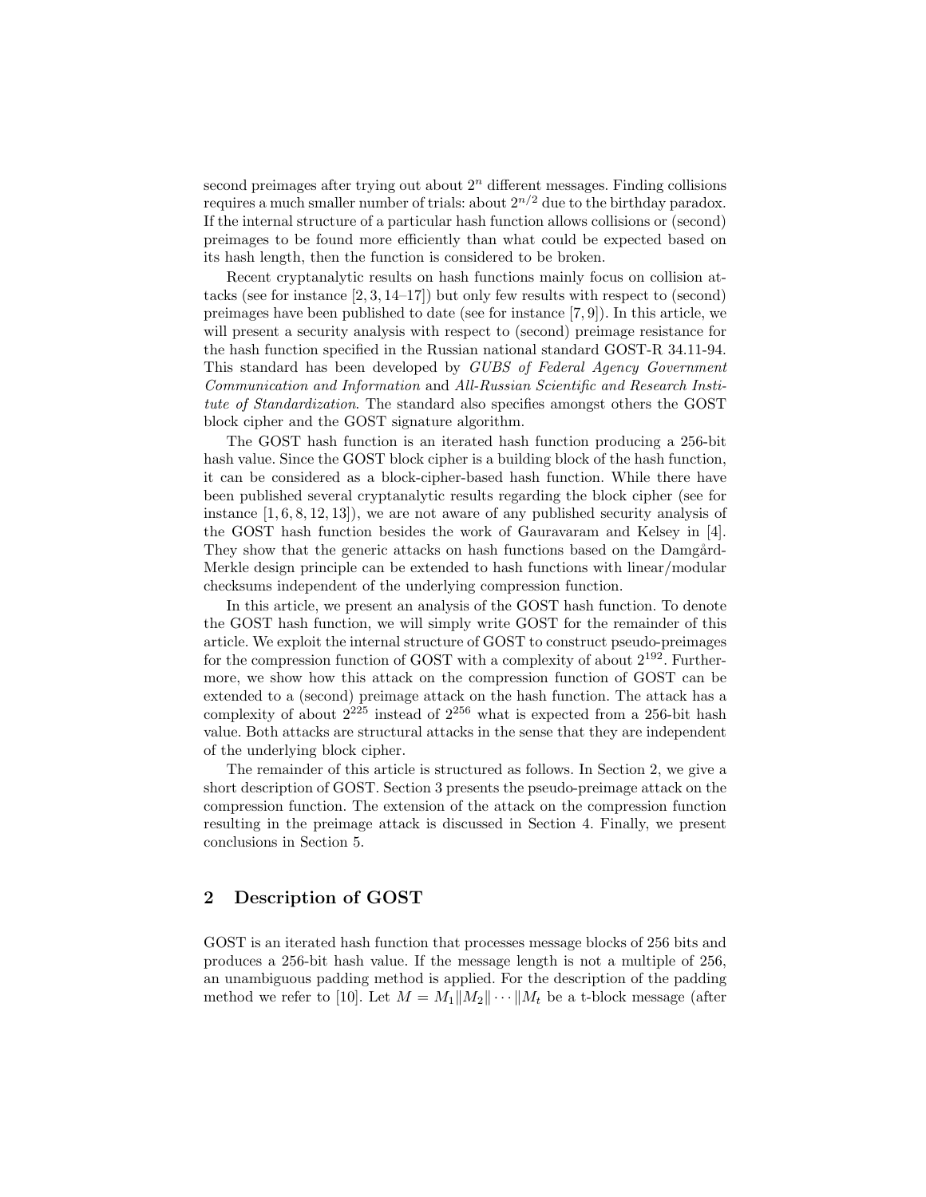second preimages after trying out about $2^n$ different messages. Finding collisions requires a much smaller number of trials: about $2^{n/2}$ due to the birthday paradox. If the internal structure of a particular hash function allows collisions or (second) preimages to be found more efficiently than what could be expected based on its hash length, then the function is considered to be broken.

Recent cryptanalytic results on hash functions mainly focus on collision attacks (see for instance [2, 3, 14–17]) but only few results with respect to (second) preimages have been published to date (see for instance [7, 9]). In this article, we will present a security analysis with respect to (second) preimage resistance for the hash function specified in the Russian national standard GOST-R 34.11-94. This standard has been developed by *GUBS of Federal Agency Government Communication and Information* and *All-Russian Scientific and Research Institute of Standardization*. The standard also specifies amongst others the GOST block cipher and the GOST signature algorithm.

The GOST hash function is an iterated hash function producing a 256-bit hash value. Since the GOST block cipher is a building block of the hash function, it can be considered as a block-cipher-based hash function. While there have been published several cryptanalytic results regarding the block cipher (see for instance [1, 6, 8, 12, 13]), we are not aware of any published security analysis of the GOST hash function besides the work of Gauravaram and Kelsey in [4]. They show that the generic attacks on hash functions based on the Damgård-Merkle design principle can be extended to hash functions with linear/modular checksums independent of the underlying compression function.

In this article, we present an analysis of the GOST hash function. To denote the GOST hash function, we will simply write GOST for the remainder of this article. We exploit the internal structure of GOST to construct pseudo-preimages for the compression function of GOST with a complexity of about $2^{192}$. Furthermore, we show how this attack on the compression function of GOST can be extended to a (second) preimage attack on the hash function. The attack has a complexity of about $2^{225}$ instead of $2^{256}$ what is expected from a 256-bit hash value. Both attacks are structural attacks in the sense that they are independent of the underlying block cipher.

The remainder of this article is structured as follows. In Section 2, we give a short description of GOST. Section 3 presents the pseudo-preimage attack on the compression function. The extension of the attack on the compression function resulting in the preimage attack is discussed in Section 4. Finally, we present conclusions in Section 5.

## 2 Description of GOST

GOST is an iterated hash function that processes message blocks of 256 bits and produces a 256-bit hash value. If the message length is not a multiple of 256, an unambiguous padding method is applied. For the description of the padding method we refer to [10]. Let $M = M_1 \| M_2 \| \cdots \| M_t$ be a t-block message (after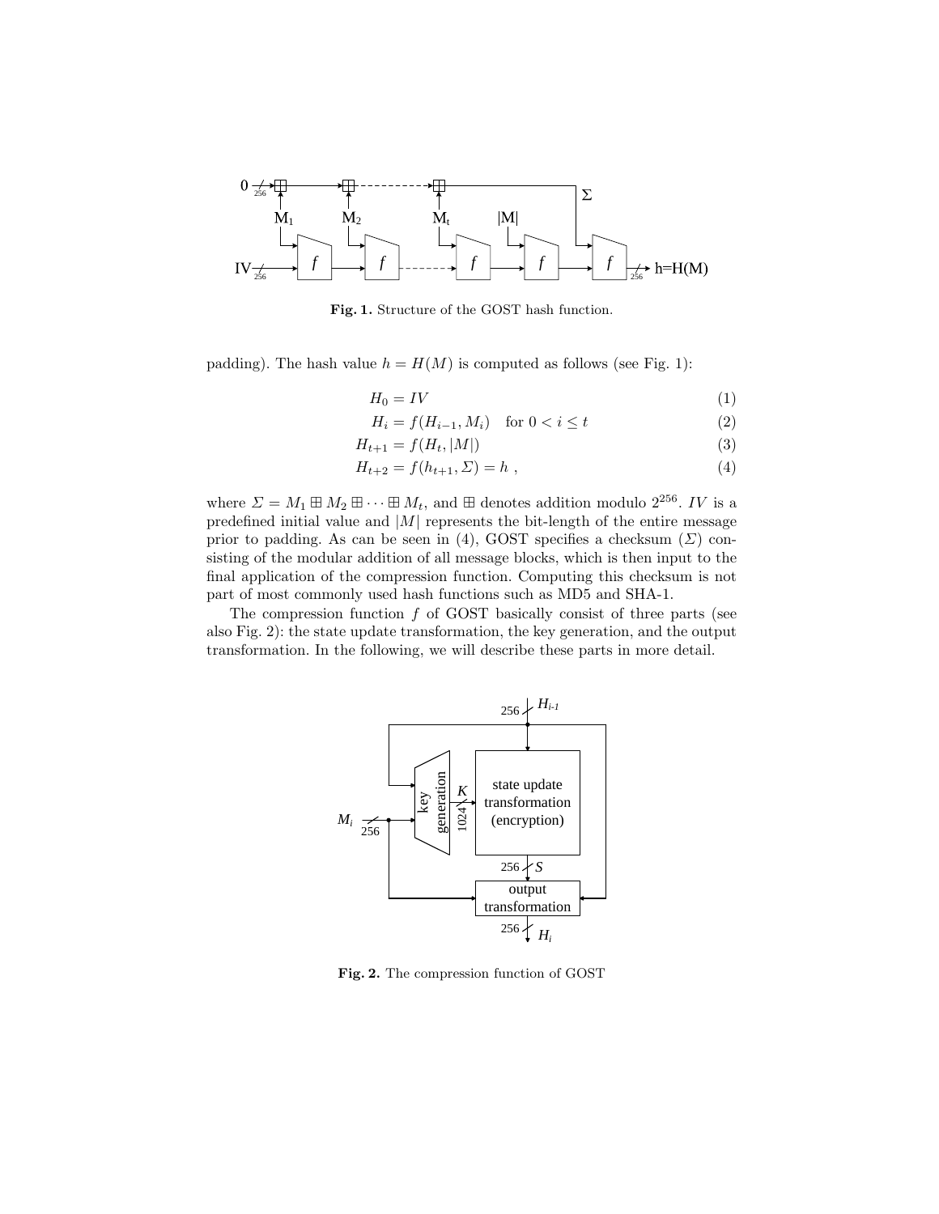**Fig. 1.** Structure of the GOST hash function.

padding). The hash value $h = H(M)$ is computed as follows (see Fig. 1):

$$H_0 = IV \tag{1}$$

$$H_i = f(H_{i-1}, M_i) \quad \text{for } 0 < i \leq t \tag{2}$$

$$H_{t+1} = f(H_t, |M|) \tag{3}$$

$$H_{t+2} = f(h_{t+1}, \Sigma) = h \ , \tag{4}$$

where $\Sigma = M_1 \boxplus M_2 \boxplus \cdots \boxplus M_t$, and $\boxplus$ denotes addition modulo $2^{256}$. $IV$ is a predefined initial value and $|M|$ represents the bit-length of the entire message prior to padding. As can be seen in (4), GOST specifies a checksum ($\Sigma$) consisting of the modular addition of all message blocks, which is then input to the final application of the compression function. Computing this checksum is not part of most commonly used hash functions such as MD5 and SHA-1.

The compression function $f$ of GOST basically consist of three parts (see also Fig. 2): the state update transformation, the key generation, and the output transformation. In the following, we will describe these parts in more detail.

**Fig. 2.** The compression function of GOST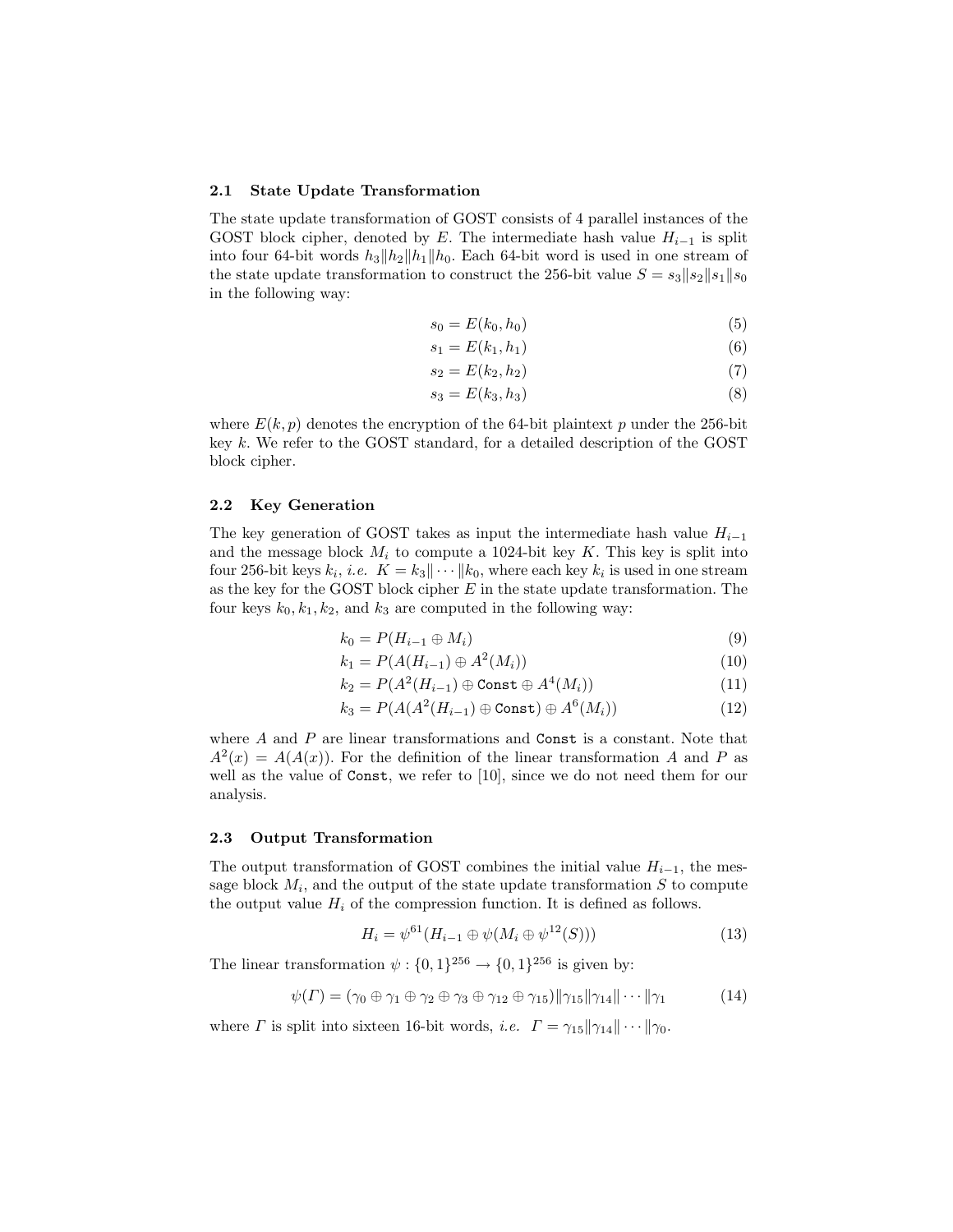### 2.1 State Update Transformation

The state update transformation of GOST consists of 4 parallel instances of the GOST block cipher, denoted by $E$. The intermediate hash value $H_{i-1}$ is split into four 64-bit words $h_3\|h_2\|h_1\|h_0$. Each 64-bit word is used in one stream of the state update transformation to construct the 256-bit value $S = s_3\|s_2\|s_1\|s_0$ in the following way:

$$s_0 = E(k_0, h_0) \tag{5}$$

$$s_1 = E(k_1, h_1) \tag{6}$$

$$s_2 = E(k_2, h_2) \tag{7}$$

$$s_3 = E(k_3, h_3) \tag{8}$$

where $E(k, p)$ denotes the encryption of the 64-bit plaintext $p$ under the 256-bit key $k$. We refer to the GOST standard, for a detailed description of the GOST block cipher.

### 2.2 Key Generation

The key generation of GOST takes as input the intermediate hash value $H_{i-1}$ and the message block $M_i$ to compute a 1024-bit key $K$. This key is split into four 256-bit keys $k_i$, *i.e.* $K = k_3\|\cdots\|k_0$, where each key $k_i$ is used in one stream as the key for the GOST block cipher $E$ in the state update transformation. The four keys $k_0, k_1, k_2$, and $k_3$ are computed in the following way:

$$k_0 = P(H_{i-1} \oplus M_i) \tag{9}$$

$$k_1 = P(A(H_{i-1}) \oplus A^2(M_i)) \tag{10}$$

$$k_2 = P(A^2(H_{i-1}) \oplus \texttt{Const} \oplus A^4(M_i)) \tag{11}$$

$$k_3 = P(A(A^2(H_{i-1}) \oplus \texttt{Const}) \oplus A^6(M_i)) \tag{12}$$

where $A$ and $P$ are linear transformations and `Const` is a constant. Note that $A^2(x) = A(A(x))$. For the definition of the linear transformation $A$ and $P$ as well as the value of `Const`, we refer to [10], since we do not need them for our analysis.

### 2.3 Output Transformation

The output transformation of GOST combines the initial value $H_{i-1}$, the message block $M_i$, and the output of the state update transformation $S$ to compute the output value $H_i$ of the compression function. It is defined as follows.

$$H_i = \psi^{61}(H_{i-1} \oplus \psi(M_i \oplus \psi^{12}(S))) \tag{13}$$

The linear transformation $\psi : \{0,1\}^{256} \to \{0,1\}^{256}$ is given by:

$$\psi(\Gamma) = (\gamma_0 \oplus \gamma_1 \oplus \gamma_2 \oplus \gamma_3 \oplus \gamma_{12} \oplus \gamma_{15})\|\gamma_{15}\|\gamma_{14}\|\cdots\|\gamma_1 \tag{14}$$

where $\Gamma$ is split into sixteen 16-bit words, *i.e.* $\Gamma = \gamma_{15}\|\gamma_{14}\|\cdots\|\gamma_0$.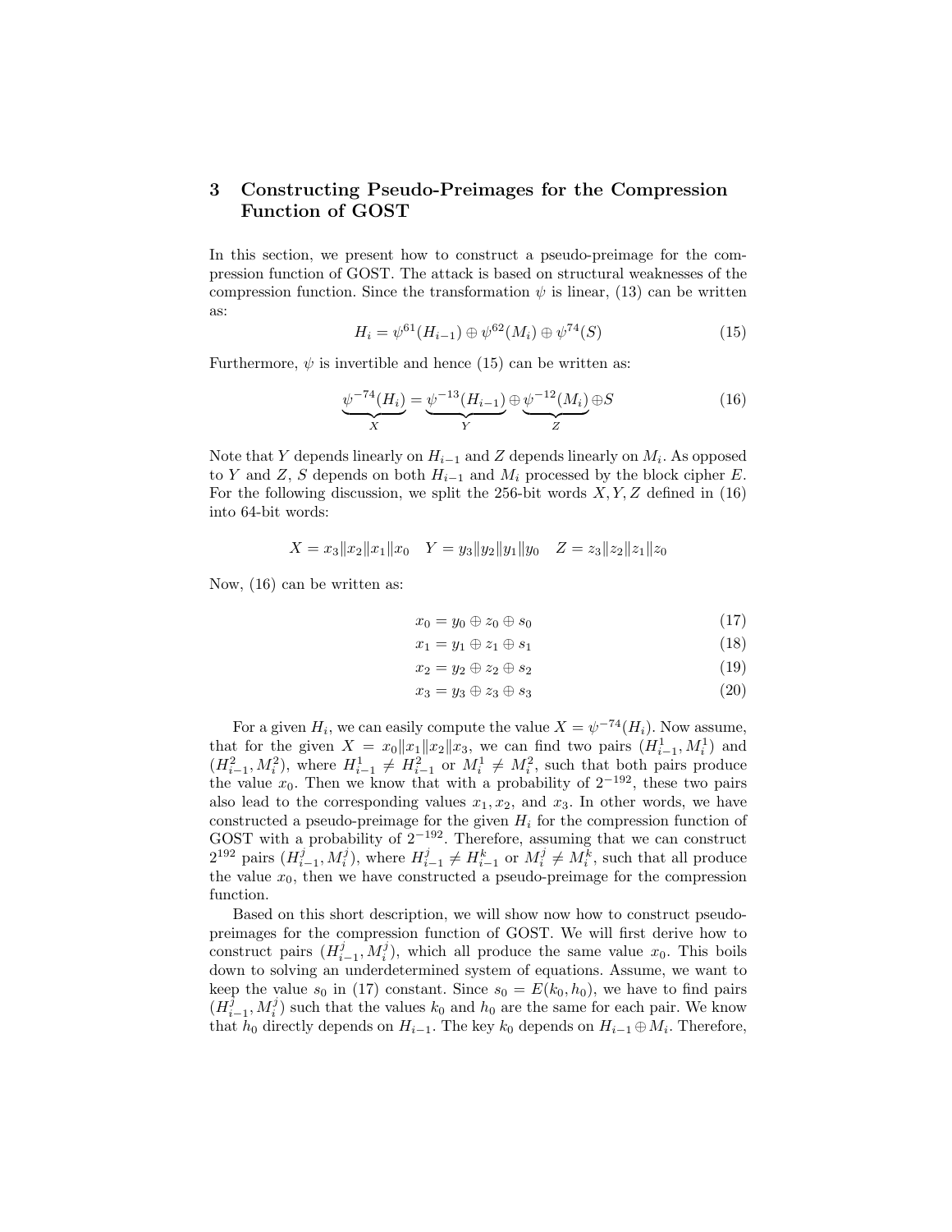## 3 Constructing Pseudo-Preimages for the Compression Function of GOST

In this section, we present how to construct a pseudo-preimage for the compression function of GOST. The attack is based on structural weaknesses of the compression function. Since the transformation $\psi$ is linear, (13) can be written as:

$$H_i = \psi^{61}(H_{i-1}) \oplus \psi^{62}(M_i) \oplus \psi^{74}(S) \tag{15}$$

Furthermore, $\psi$ is invertible and hence (15) can be written as:

$$\underbrace{\psi^{-74}(H_i)}_{X} = \underbrace{\psi^{-13}(H_{i-1})}_{Y} \oplus \underbrace{\psi^{-12}(M_i)}_{Z} \oplus S \tag{16}$$

Note that $Y$ depends linearly on $H_{i-1}$ and $Z$ depends linearly on $M_i$. As opposed to $Y$ and $Z$, $S$ depends on both $H_{i-1}$ and $M_i$ processed by the block cipher $E$. For the following discussion, we split the 256-bit words $X, Y, Z$ defined in (16) into 64-bit words:

$$X = x_3 \| x_2 \| x_1 \| x_0 \quad Y = y_3 \| y_2 \| y_1 \| y_0 \quad Z = z_3 \| z_2 \| z_1 \| z_0$$

Now, (16) can be written as:

$$x_0 = y_0 \oplus z_0 \oplus s_0 \tag{17}$$

$$x_1 = y_1 \oplus z_1 \oplus s_1 \tag{18}$$

$$x_2 = y_2 \oplus z_2 \oplus s_2 \tag{19}$$

$$x_3 = y_3 \oplus z_3 \oplus s_3 \tag{20}$$

For a given $H_i$, we can easily compute the value $X = \psi^{-74}(H_i)$. Now assume, that for the given $X = x_0 \| x_1 \| x_2 \| x_3$, we can find two pairs $(H^1_{i-1}, M^1_i)$ and $(H^2_{i-1}, M^2_i)$, where $H^1_{i-1} \neq H^2_{i-1}$ or $M^1_i \neq M^2_i$, such that both pairs produce the value $x_0$. Then we know that with a probability of $2^{-192}$, these two pairs also lead to the corresponding values $x_1, x_2$, and $x_3$. In other words, we have constructed a pseudo-preimage for the given $H_i$ for the compression function of GOST with a probability of $2^{-192}$. Therefore, assuming that we can construct $2^{192}$ pairs $(H^j_{i-1}, M^j_i)$, where $H^j_{i-1} \neq H^k_{i-1}$ or $M^j_i \neq M^k_i$, such that all produce the value $x_0$, then we have constructed a pseudo-preimage for the compression function.

Based on this short description, we will show now how to construct pseudo-preimages for the compression function of GOST. We will first derive how to construct pairs $(H^j_{i-1}, M^j_i)$, which all produce the same value $x_0$. This boils down to solving an underdetermined system of equations. Assume, we want to keep the value $s_0$ in (17) constant. Since $s_0 = E(k_0, h_0)$, we have to find pairs $(H^j_{i-1}, M^j_i)$ such that the values $k_0$ and $h_0$ are the same for each pair. We know that $h_0$ directly depends on $H_{i-1}$. The key $k_0$ depends on $H_{i-1} \oplus M_i$. Therefore,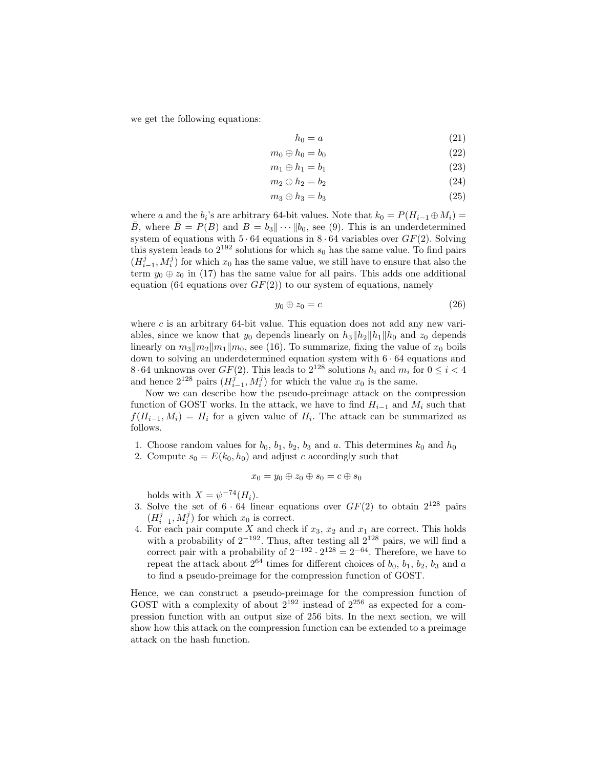we get the following equations:

$$h_0 = a \tag{21}$$

$$m_0 \oplus h_0 = b_0 \tag{22}$$

$$m_1 \oplus h_1 = b_1 \tag{23}$$

$$m_2 \oplus h_2 = b_2 \tag{24}$$

$$m_3 \oplus h_3 = b_3 \tag{25}$$

where $a$ and the $b_i$'s are arbitrary 64-bit values. Note that $k_0 = P(H_{i-1} \oplus M_i) = \bar{B}$, where $\bar{B} = P(B)$ and $B = b_3 \| \cdots \| b_0$, see (9). This is an underdetermined system of equations with $5 \cdot 64$ equations in $8 \cdot 64$ variables over $GF(2)$. Solving this system leads to $2^{192}$ solutions for which $s_0$ has the same value. To find pairs $(H_{i-1}^j, M_i^j)$ for which $x_0$ has the same value, we still have to ensure that also the term $y_0 \oplus z_0$ in (17) has the same value for all pairs. This adds one additional equation (64 equations over $GF(2)$) to our system of equations, namely

$$y_0 \oplus z_0 = c \tag{26}$$

where $c$ is an arbitrary 64-bit value. This equation does not add any new variables, since we know that $y_0$ depends linearly on $h_3 \| h_2 \| h_1 \| h_0$ and $z_0$ depends linearly on $m_3 \| m_2 \| m_1 \| m_0$, see (16). To summarize, fixing the value of $x_0$ boils down to solving an underdetermined equation system with $6 \cdot 64$ equations and $8 \cdot 64$ unknowns over $GF(2)$. This leads to $2^{128}$ solutions $h_i$ and $m_i$ for $0 \leq i < 4$ and hence $2^{128}$ pairs $(H_{i-1}^j, M_i^j)$ for which the value $x_0$ is the same.

Now we can describe how the pseudo-preimage attack on the compression function of GOST works. In the attack, we have to find $H_{i-1}$ and $M_i$ such that $f(H_{i-1}, M_i) = H_i$ for a given value of $H_i$. The attack can be summarized as follows.

1. Choose random values for $b_0$, $b_1$, $b_2$, $b_3$ and $a$. This determines $k_0$ and $h_0$
2. Compute $s_0 = E(k_0, h_0)$ and adjust $c$ accordingly such that

   $$x_0 = y_0 \oplus z_0 \oplus s_0 = c \oplus s_0$$

   holds with $X = \psi^{-74}(H_i)$.
3. Solve the set of $6 \cdot 64$ linear equations over $GF(2)$ to obtain $2^{128}$ pairs $(H_{i-1}^j, M_i^j)$ for which $x_0$ is correct.
4. For each pair compute $X$ and check if $x_3$, $x_2$ and $x_1$ are correct. This holds with a probability of $2^{-192}$. Thus, after testing all $2^{128}$ pairs, we will find a correct pair with a probability of $2^{-192} \cdot 2^{128} = 2^{-64}$. Therefore, we have to repeat the attack about $2^{64}$ times for different choices of $b_0$, $b_1$, $b_2$, $b_3$ and $a$ to find a pseudo-preimage for the compression function of GOST.

Hence, we can construct a pseudo-preimage for the compression function of GOST with a complexity of about $2^{192}$ instead of $2^{256}$ as expected for a compression function with an output size of 256 bits. In the next section, we will show how this attack on the compression function can be extended to a preimage attack on the hash function.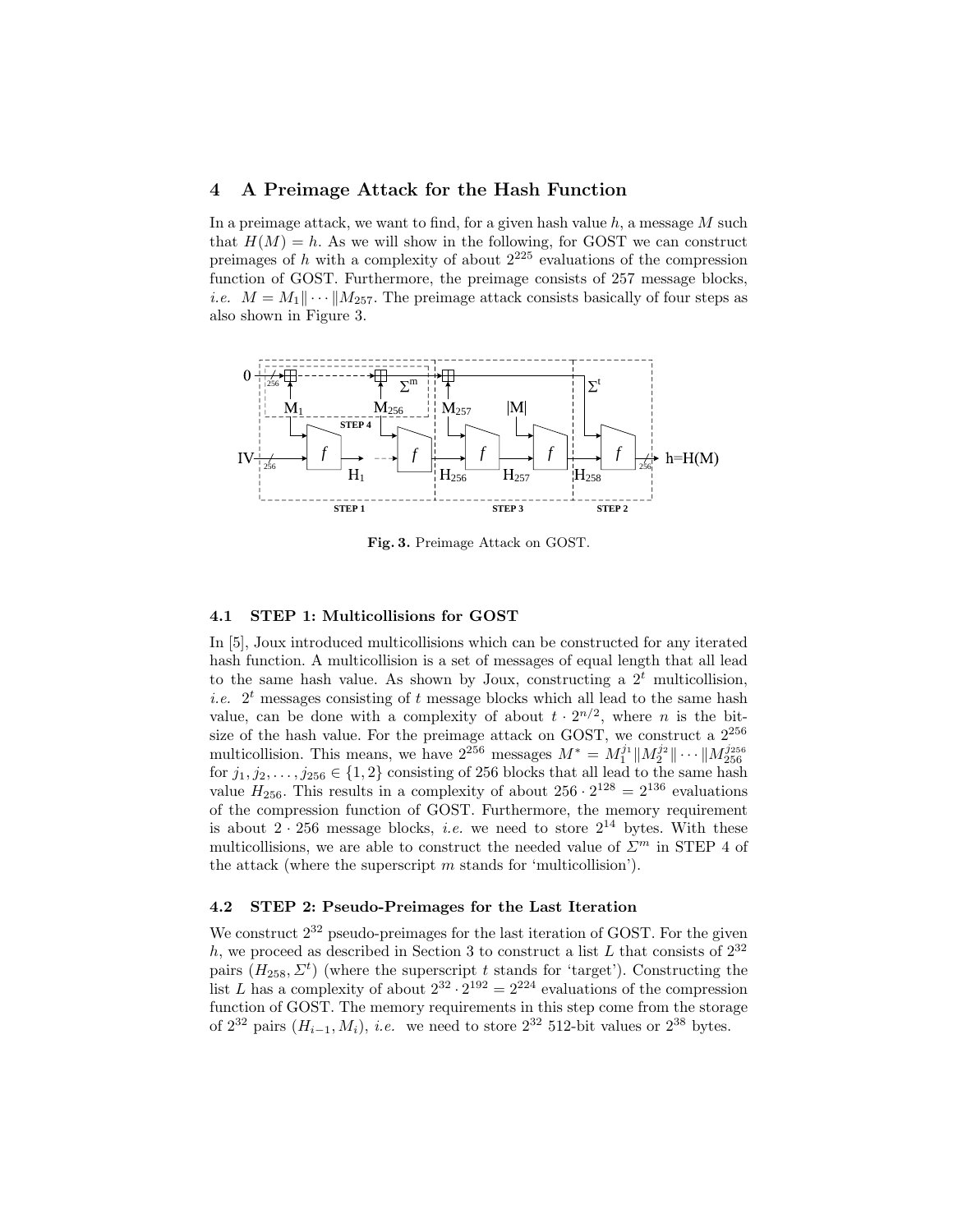## 4 A Preimage Attack for the Hash Function

In a preimage attack, we want to find, for a given hash value $h$, a message $M$ such that $H(M) = h$. As we will show in the following, for GOST we can construct preimages of $h$ with a complexity of about $2^{225}$ evaluations of the compression function of GOST. Furthermore, the preimage consists of 257 message blocks, *i.e.* $M = M_1 \| \cdots \| M_{257}$. The preimage attack consists basically of four steps as also shown in Figure 3.

**Fig. 3.** Preimage Attack on GOST.

### 4.1 STEP 1: Multicollisions for GOST

In [5], Joux introduced multicollisions which can be constructed for any iterated hash function. A multicollision is a set of messages of equal length that all lead to the same hash value. As shown by Joux, constructing a $2^t$ multicollision, *i.e.* $2^t$ messages consisting of $t$ message blocks which all lead to the same hash value, can be done with a complexity of about $t \cdot 2^{n/2}$, where $n$ is the bit-size of the hash value. For the preimage attack on GOST, we construct a $2^{256}$ multicollision. This means, we have $2^{256}$ messages $M^* = M_1^{j_1} \| M_2^{j_2} \| \cdots \| M_{256}^{j_{256}}$ for $j_1, j_2, \ldots, j_{256} \in \{1, 2\}$ consisting of 256 blocks that all lead to the same hash value $H_{256}$. This results in a complexity of about $256 \cdot 2^{128} = 2^{136}$ evaluations of the compression function of GOST. Furthermore, the memory requirement is about $2 \cdot 256$ message blocks, *i.e.* we need to store $2^{14}$ bytes. With these multicollisions, we are able to construct the needed value of $\Sigma^m$ in STEP 4 of the attack (where the superscript $m$ stands for 'multicollision').

### 4.2 STEP 2: Pseudo-Preimages for the Last Iteration

We construct $2^{32}$ pseudo-preimages for the last iteration of GOST. For the given $h$, we proceed as described in Section 3 to construct a list $L$ that consists of $2^{32}$ pairs $(H_{258}, \Sigma^t)$ (where the superscript $t$ stands for 'target'). Constructing the list $L$ has a complexity of about $2^{32} \cdot 2^{192} = 2^{224}$ evaluations of the compression function of GOST. The memory requirements in this step come from the storage of $2^{32}$ pairs $(H_{i-1}, M_i)$, *i.e.* we need to store $2^{32}$ 512-bit values or $2^{38}$ bytes.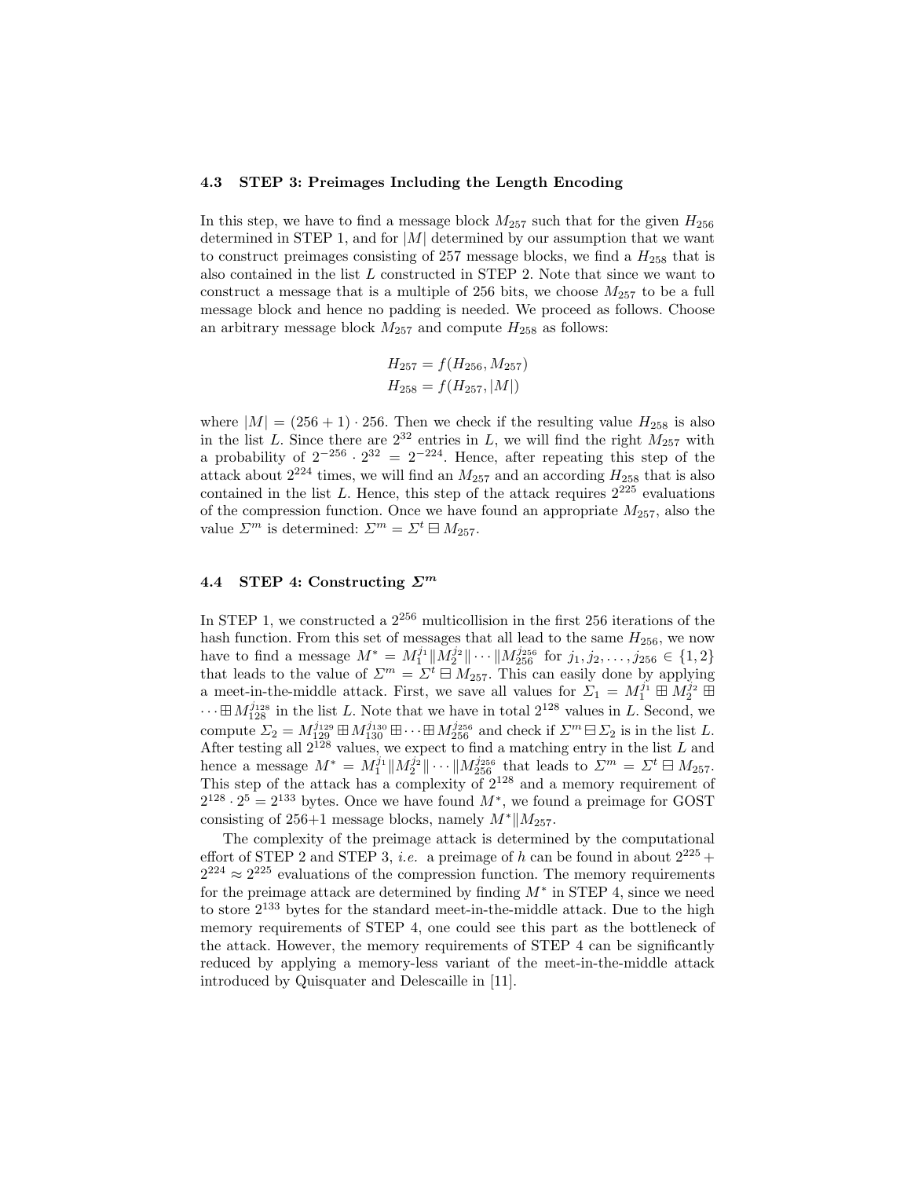### 4.3 STEP 3: Preimages Including the Length Encoding

In this step, we have to find a message block $M_{257}$ such that for the given $H_{256}$ determined in STEP 1, and for $|M|$ determined by our assumption that we want to construct preimages consisting of 257 message blocks, we find a $H_{258}$ that is also contained in the list $L$ constructed in STEP 2. Note that since we want to construct a message that is a multiple of 256 bits, we choose $M_{257}$ to be a full message block and hence no padding is needed. We proceed as follows. Choose an arbitrary message block $M_{257}$ and compute $H_{258}$ as follows:

$$H_{257} = f(H_{256}, M_{257})$$
$$H_{258} = f(H_{257}, |M|)$$

where $|M| = (256 + 1) \cdot 256$. Then we check if the resulting value $H_{258}$ is also in the list $L$. Since there are $2^{32}$ entries in $L$, we will find the right $M_{257}$ with a probability of $2^{-256} \cdot 2^{32} = 2^{-224}$. Hence, after repeating this step of the attack about $2^{224}$ times, we will find an $M_{257}$ and an according $H_{258}$ that is also contained in the list $L$. Hence, this step of the attack requires $2^{225}$ evaluations of the compression function. Once we have found an appropriate $M_{257}$, also the value $\Sigma^m$ is determined: $\Sigma^m = \Sigma^t \boxminus M_{257}$.

### 4.4 STEP 4: Constructing $\Sigma^m$

In STEP 1, we constructed a $2^{256}$ multicollision in the first 256 iterations of the hash function. From this set of messages that all lead to the same $H_{256}$, we now have to find a message $M^* = M_1^{j_1} \| M_2^{j_2} \| \cdots \| M_{256}^{j_{256}}$ for $j_1, j_2, \ldots, j_{256} \in \{1, 2\}$ that leads to the value of $\Sigma^m = \Sigma^t \boxminus M_{257}$. This can easily done by applying a meet-in-the-middle attack. First, we save all values for $\Sigma_1 = M_1^{j_1} \boxplus M_2^{j_2} \boxplus \cdots \boxplus M_{128}^{j_{128}}$ in the list $L$. Note that we have in total $2^{128}$ values in $L$. Second, we compute $\Sigma_2 = M_{129}^{j_{129}} \boxplus M_{130}^{j_{130}} \boxplus \cdots \boxplus M_{256}^{j_{256}}$ and check if $\Sigma^m \boxminus \Sigma_2$ is in the list $L$. After testing all $2^{128}$ values, we expect to find a matching entry in the list $L$ and hence a message $M^* = M_1^{j_1} \| M_2^{j_2} \| \cdots \| M_{256}^{j_{256}}$ that leads to $\Sigma^m = \Sigma^t \boxminus M_{257}$. This step of the attack has a complexity of $2^{128}$ and a memory requirement of $2^{128} \cdot 2^5 = 2^{133}$ bytes. Once we have found $M^*$, we found a preimage for GOST consisting of 256+1 message blocks, namely $M^* \| M_{257}$.

The complexity of the preimage attack is determined by the computational effort of STEP 2 and STEP 3, *i.e.* a preimage of $h$ can be found in about $2^{225} + 2^{224} \approx 2^{225}$ evaluations of the compression function. The memory requirements for the preimage attack are determined by finding $M^*$ in STEP 4, since we need to store $2^{133}$ bytes for the standard meet-in-the-middle attack. Due to the high memory requirements of STEP 4, one could see this part as the bottleneck of the attack. However, the memory requirements of STEP 4 can be significantly reduced by applying a memory-less variant of the meet-in-the-middle attack introduced by Quisquater and Delescaille in [11].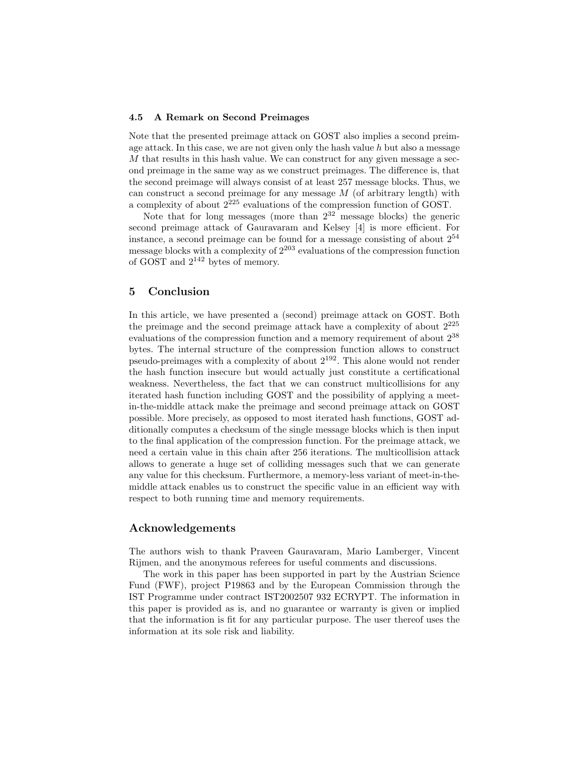### 4.5 A Remark on Second Preimages

Note that the presented preimage attack on GOST also implies a second preimage attack. In this case, we are not given only the hash value $h$ but also a message $M$ that results in this hash value. We can construct for any given message a second preimage in the same way as we construct preimages. The difference is, that the second preimage will always consist of at least 257 message blocks. Thus, we can construct a second preimage for any message $M$ (of arbitrary length) with a complexity of about $2^{225}$ evaluations of the compression function of GOST.

Note that for long messages (more than $2^{32}$ message blocks) the generic second preimage attack of Gauravaram and Kelsey [4] is more efficient. For instance, a second preimage can be found for a message consisting of about $2^{54}$ message blocks with a complexity of $2^{203}$ evaluations of the compression function of GOST and $2^{142}$ bytes of memory.

## 5 Conclusion

In this article, we have presented a (second) preimage attack on GOST. Both the preimage and the second preimage attack have a complexity of about $2^{225}$ evaluations of the compression function and a memory requirement of about $2^{38}$ bytes. The internal structure of the compression function allows to construct pseudo-preimages with a complexity of about $2^{192}$. This alone would not render the hash function insecure but would actually just constitute a certificational weakness. Nevertheless, the fact that we can construct multicollisions for any iterated hash function including GOST and the possibility of applying a meet-in-the-middle attack make the preimage and second preimage attack on GOST possible. More precisely, as opposed to most iterated hash functions, GOST additionally computes a checksum of the single message blocks which is then input to the final application of the compression function. For the preimage attack, we need a certain value in this chain after 256 iterations. The multicollision attack allows to generate a huge set of colliding messages such that we can generate any value for this checksum. Furthermore, a memory-less variant of meet-in-the-middle attack enables us to construct the specific value in an efficient way with respect to both running time and memory requirements.

## Acknowledgements

The authors wish to thank Praveen Gauravaram, Mario Lamberger, Vincent Rijmen, and the anonymous referees for useful comments and discussions.

The work in this paper has been supported in part by the Austrian Science Fund (FWF), project P19863 and by the European Commission through the IST Programme under contract IST2002507 932 ECRYPT. The information in this paper is provided as is, and no guarantee or warranty is given or implied that the information is fit for any particular purpose. The user thereof uses the information at its sole risk and liability.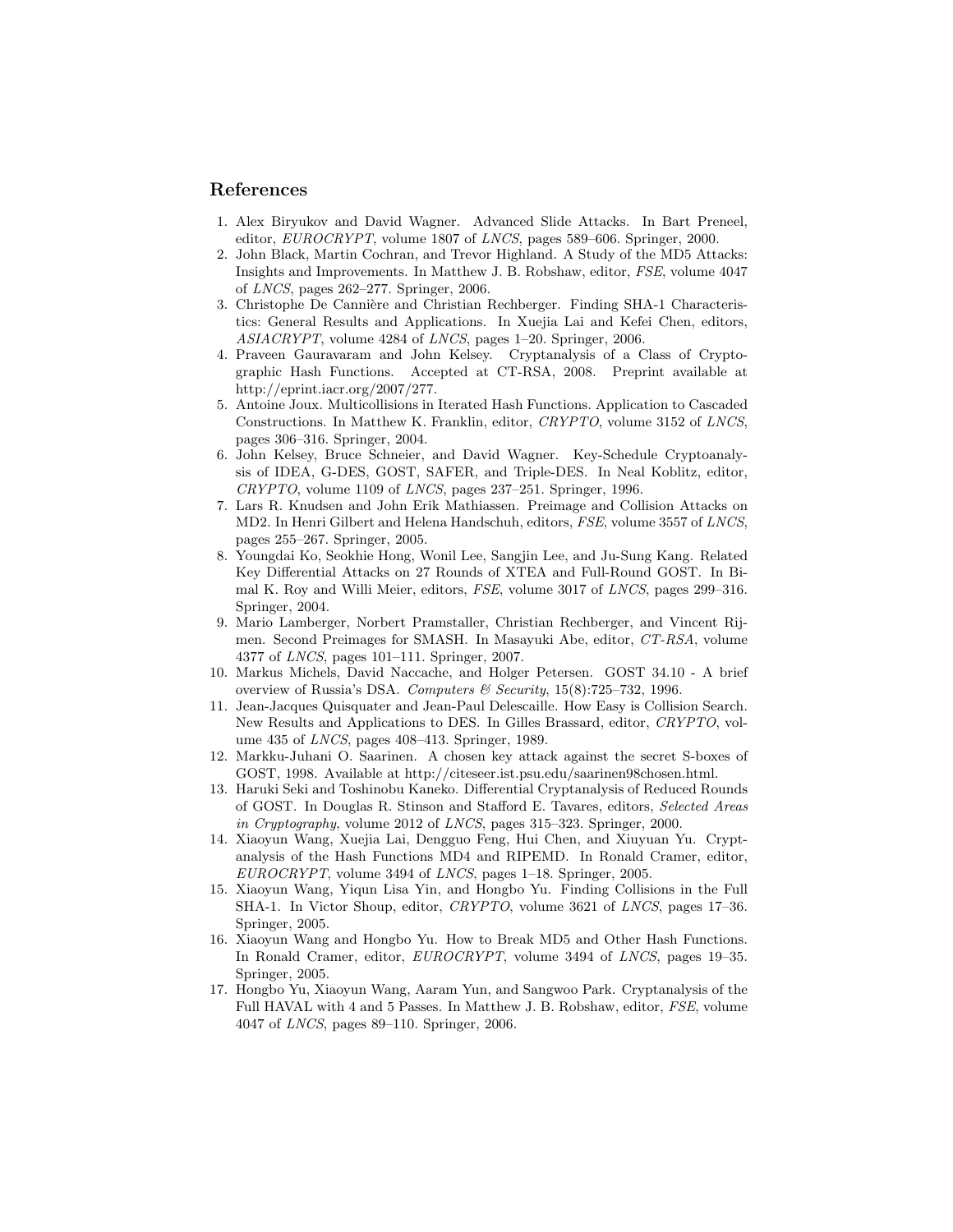## References

1. Alex Biryukov and David Wagner. Advanced Slide Attacks. In Bart Preneel, editor, *EUROCRYPT*, volume 1807 of *LNCS*, pages 589–606. Springer, 2000.
2. John Black, Martin Cochran, and Trevor Highland. A Study of the MD5 Attacks: Insights and Improvements. In Matthew J. B. Robshaw, editor, *FSE*, volume 4047 of *LNCS*, pages 262–277. Springer, 2006.
3. Christophe De Cannière and Christian Rechberger. Finding SHA-1 Characteristics: General Results and Applications. In Xuejia Lai and Kefei Chen, editors, *ASIACRYPT*, volume 4284 of *LNCS*, pages 1–20. Springer, 2006.
4. Praveen Gauravaram and John Kelsey. Cryptanalysis of a Class of Cryptographic Hash Functions. Accepted at CT-RSA, 2008. Preprint available at http://eprint.iacr.org/2007/277.
5. Antoine Joux. Multicollisions in Iterated Hash Functions. Application to Cascaded Constructions. In Matthew K. Franklin, editor, *CRYPTO*, volume 3152 of *LNCS*, pages 306–316. Springer, 2004.
6. John Kelsey, Bruce Schneier, and David Wagner. Key-Schedule Cryptoanalysis of IDEA, G-DES, GOST, SAFER, and Triple-DES. In Neal Koblitz, editor, *CRYPTO*, volume 1109 of *LNCS*, pages 237–251. Springer, 1996.
7. Lars R. Knudsen and John Erik Mathiassen. Preimage and Collision Attacks on MD2. In Henri Gilbert and Helena Handschuh, editors, *FSE*, volume 3557 of *LNCS*, pages 255–267. Springer, 2005.
8. Youngdai Ko, Seokhie Hong, Wonil Lee, Sangjin Lee, and Ju-Sung Kang. Related Key Differential Attacks on 27 Rounds of XTEA and Full-Round GOST. In Bimal K. Roy and Willi Meier, editors, *FSE*, volume 3017 of *LNCS*, pages 299–316. Springer, 2004.
9. Mario Lamberger, Norbert Pramstaller, Christian Rechberger, and Vincent Rijmen. Second Preimages for SMASH. In Masayuki Abe, editor, *CT-RSA*, volume 4377 of *LNCS*, pages 101–111. Springer, 2007.
10. Markus Michels, David Naccache, and Holger Petersen. GOST 34.10 - A brief overview of Russia's DSA. *Computers & Security*, 15(8):725–732, 1996.
11. Jean-Jacques Quisquater and Jean-Paul Delescaille. How Easy is Collision Search. New Results and Applications to DES. In Gilles Brassard, editor, *CRYPTO*, volume 435 of *LNCS*, pages 408–413. Springer, 1989.
12. Markku-Juhani O. Saarinen. A chosen key attack against the secret S-boxes of GOST, 1998. Available at http://citeseer.ist.psu.edu/saarinen98chosen.html.
13. Haruki Seki and Toshinobu Kaneko. Differential Cryptanalysis of Reduced Rounds of GOST. In Douglas R. Stinson and Stafford E. Tavares, editors, *Selected Areas in Cryptography*, volume 2012 of *LNCS*, pages 315–323. Springer, 2000.
14. Xiaoyun Wang, Xuejia Lai, Dengguo Feng, Hui Chen, and Xiuyuan Yu. Cryptanalysis of the Hash Functions MD4 and RIPEMD. In Ronald Cramer, editor, *EUROCRYPT*, volume 3494 of *LNCS*, pages 1–18. Springer, 2005.
15. Xiaoyun Wang, Yiqun Lisa Yin, and Hongbo Yu. Finding Collisions in the Full SHA-1. In Victor Shoup, editor, *CRYPTO*, volume 3621 of *LNCS*, pages 17–36. Springer, 2005.
16. Xiaoyun Wang and Hongbo Yu. How to Break MD5 and Other Hash Functions. In Ronald Cramer, editor, *EUROCRYPT*, volume 3494 of *LNCS*, pages 19–35. Springer, 2005.
17. Hongbo Yu, Xiaoyun Wang, Aaram Yun, and Sangwoo Park. Cryptanalysis of the Full HAVAL with 4 and 5 Passes. In Matthew J. B. Robshaw, editor, *FSE*, volume 4047 of *LNCS*, pages 89–110. Springer, 2006.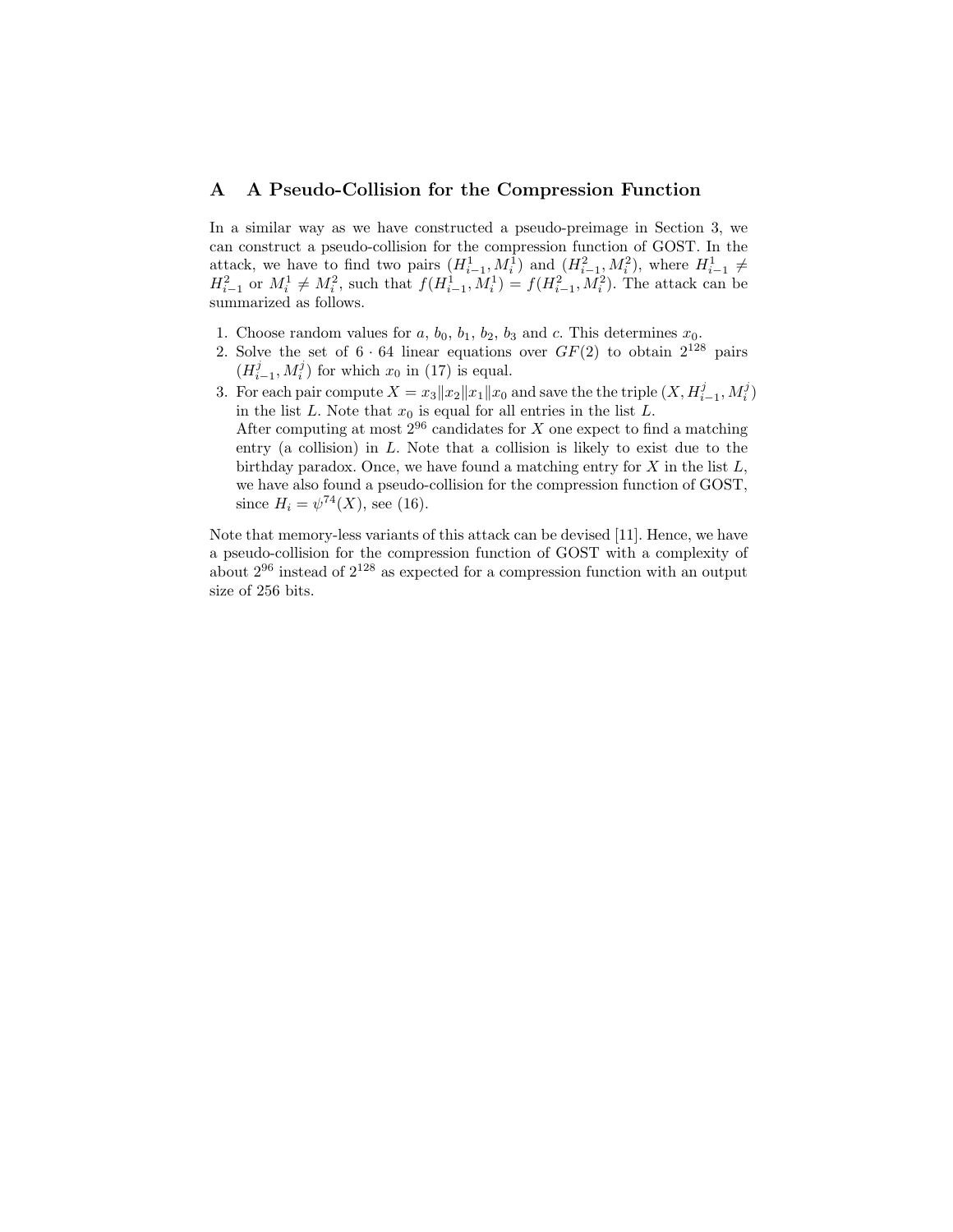# A A Pseudo-Collision for the Compression Function

In a similar way as we have constructed a pseudo-preimage in Section 3, we can construct a pseudo-collision for the compression function of GOST. In the attack, we have to find two pairs $(H^1_{i-1}, M^1_i)$ and $(H^2_{i-1}, M^2_i)$, where $H^1_{i-1} \neq H^2_{i-1}$ or $M^1_i \neq M^2_i$, such that $f(H^1_{i-1}, M^1_i) = f(H^2_{i-1}, M^2_i)$. The attack can be summarized as follows.

1. Choose random values for $a$, $b_0$, $b_1$, $b_2$, $b_3$ and $c$. This determines $x_0$.
2. Solve the set of $6 \cdot 64$ linear equations over $GF(2)$ to obtain $2^{128}$ pairs $(H^j_{i-1}, M^j_i)$ for which $x_0$ in (17) is equal.
3. For each pair compute $X = x_3 \| x_2 \| x_1 \| x_0$ and save the the triple $(X, H^j_{i-1}, M^j_i)$ in the list $L$. Note that $x_0$ is equal for all entries in the list $L$.
   After computing at most $2^{96}$ candidates for $X$ one expect to find a matching entry (a collision) in $L$. Note that a collision is likely to exist due to the birthday paradox. Once, we have found a matching entry for $X$ in the list $L$, we have also found a pseudo-collision for the compression function of GOST, since $H_i = \psi^{74}(X)$, see (16).

Note that memory-less variants of this attack can be devised [11]. Hence, we have a pseudo-collision for the compression function of GOST with a complexity of about $2^{96}$ instead of $2^{128}$ as expected for a compression function with an output size of 256 bits.